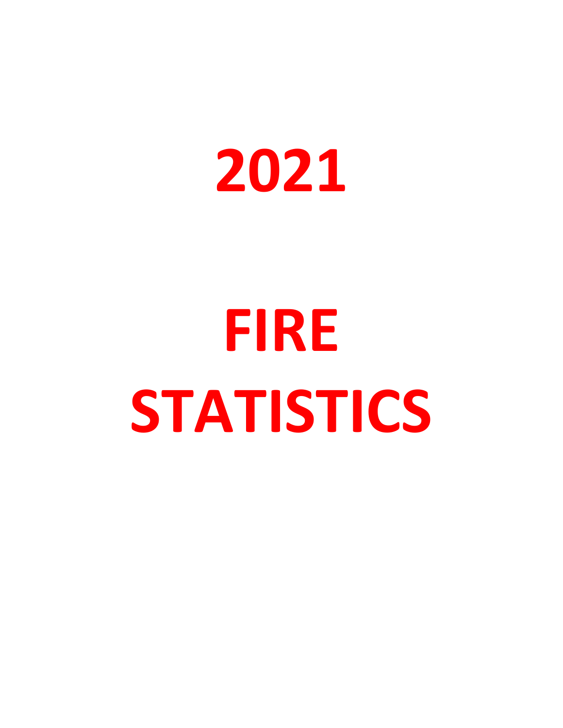# 2021

# FIRE STATISTICS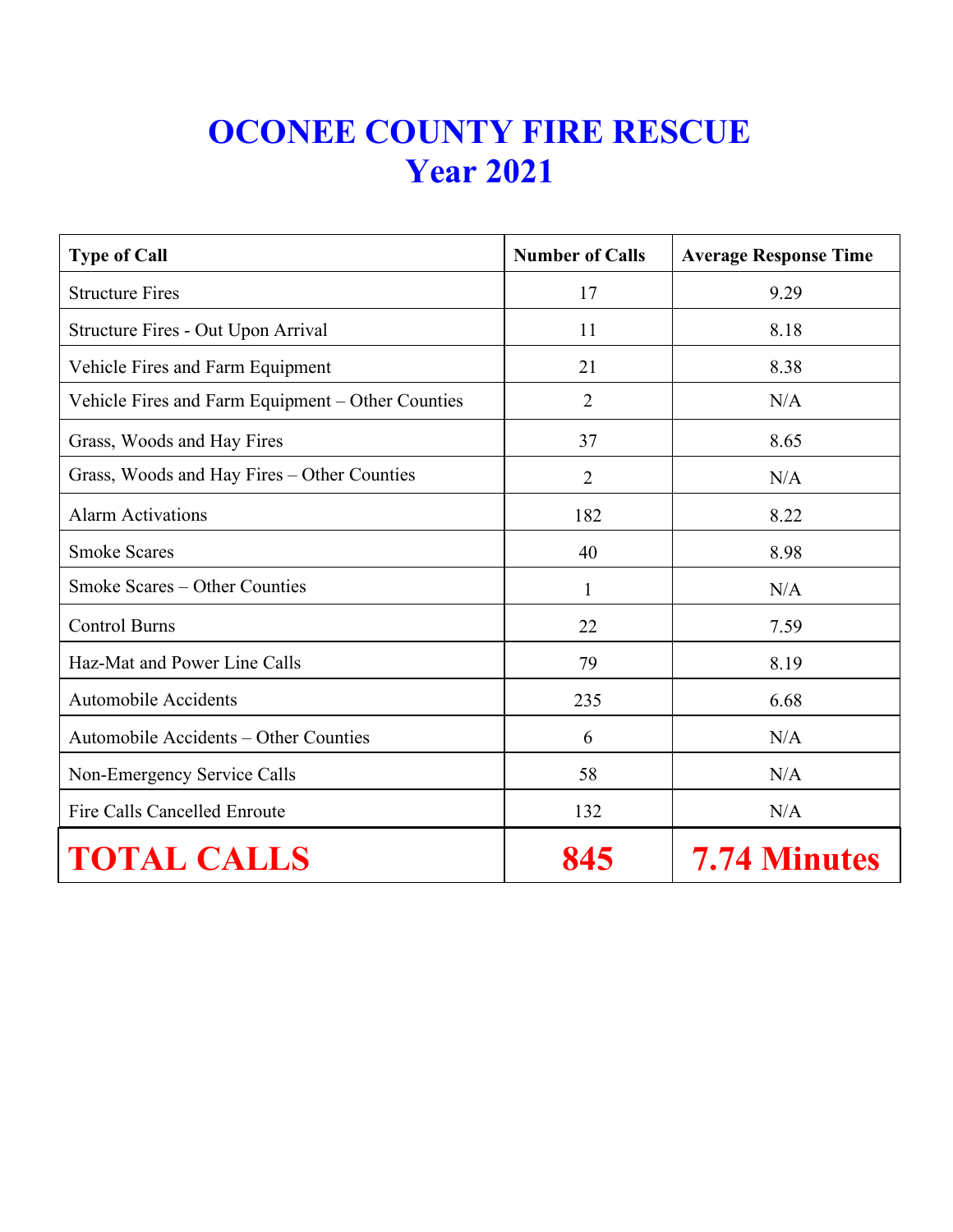# OCONEE COUNTY FIRE RESCUE
# Year 2021

| Type of Call | Number of Calls | Average Response Time |
|---|---|---|
| Structure Fires | 17 | 9.29 |
| Structure Fires - Out Upon Arrival | 11 | 8.18 |
| Vehicle Fires and Farm Equipment | 21 | 8.38 |
| Vehicle Fires and Farm Equipment – Other Counties | 2 | N/A |
| Grass, Woods and Hay Fires | 37 | 8.65 |
| Grass, Woods and Hay Fires – Other Counties | 2 | N/A |
| Alarm Activations | 182 | 8.22 |
| Smoke Scares | 40 | 8.98 |
| Smoke Scares – Other Counties | 1 | N/A |
| Control Burns | 22 | 7.59 |
| Haz-Mat and Power Line Calls | 79 | 8.19 |
| Automobile Accidents | 235 | 6.68 |
| Automobile Accidents – Other Counties | 6 | N/A |
| Non-Emergency Service Calls | 58 | N/A |
| Fire Calls Cancelled Enroute | 132 | N/A |
| **TOTAL CALLS** | **845** | **7.74 Minutes** |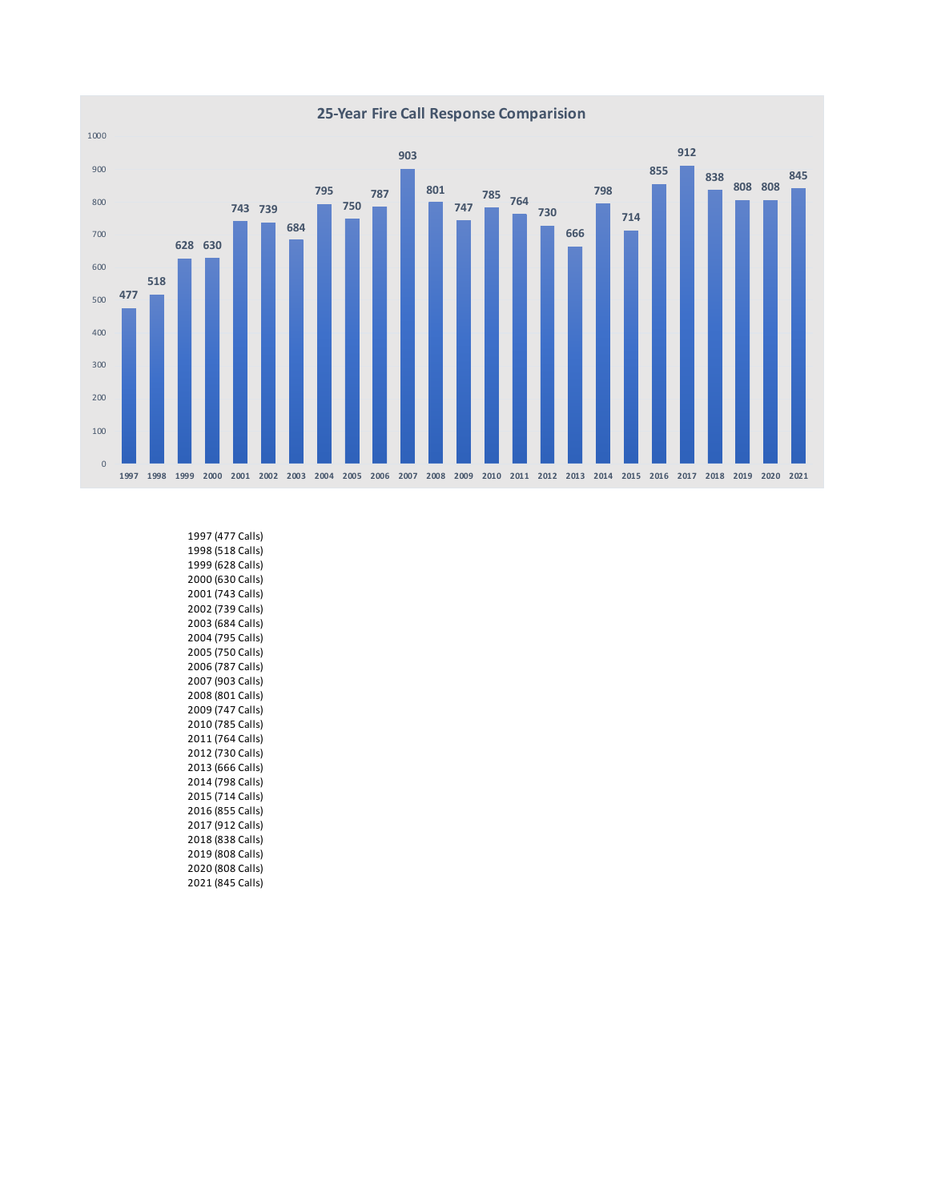## 25-Year Fire Call Response Comparision

| Year | Calls |
|---|---|
| 1997 | 477 |
| 1998 | 518 |
| 1999 | 628 |
| 2000 | 630 |
| 2001 | 743 |
| 2002 | 739 |
| 2003 | 684 |
| 2004 | 795 |
| 2005 | 750 |
| 2006 | 787 |
| 2007 | 903 |
| 2008 | 801 |
| 2009 | 747 |
| 2010 | 785 |
| 2011 | 764 |
| 2012 | 730 |
| 2013 | 666 |
| 2014 | 798 |
| 2015 | 714 |
| 2016 | 855 |
| 2017 | 912 |
| 2018 | 838 |
| 2019 | 808 |
| 2020 | 808 |
| 2021 | 845 |

1997 (477 Calls)
1998 (518 Calls)
1999 (628 Calls)
2000 (630 Calls)
2001 (743 Calls)
2002 (739 Calls)
2003 (684 Calls)
2004 (795 Calls)
2005 (750 Calls)
2006 (787 Calls)
2007 (903 Calls)
2008 (801 Calls)
2009 (747 Calls)
2010 (785 Calls)
2011 (764 Calls)
2012 (730 Calls)
2013 (666 Calls)
2014 (798 Calls)
2015 (714 Calls)
2016 (855 Calls)
2017 (912 Calls)
2018 (838 Calls)
2019 (808 Calls)
2020 (808 Calls)
2021 (845 Calls)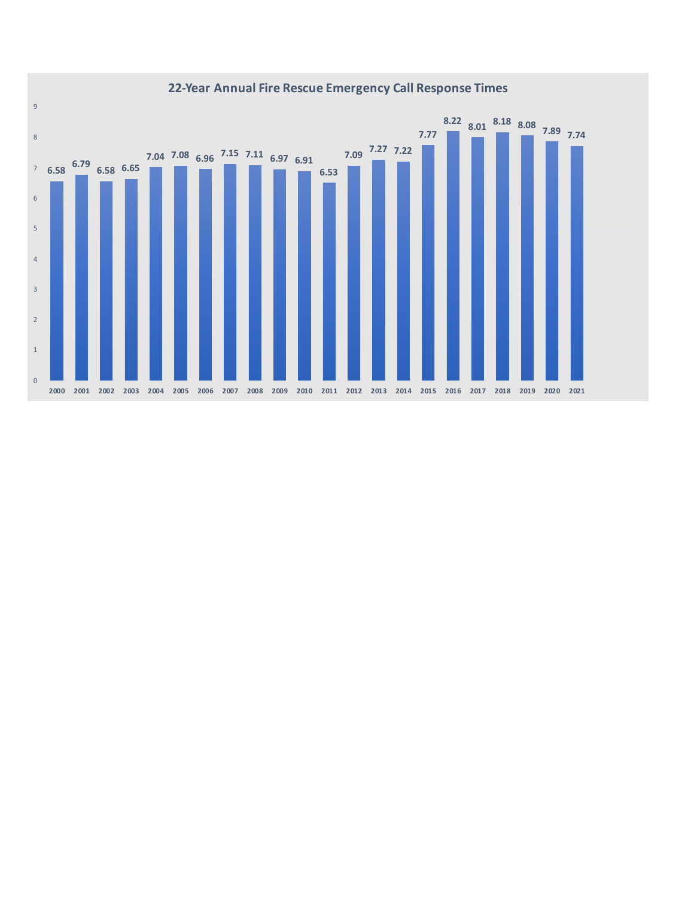## 22-Year Annual Fire Rescue Emergency Call Response Times

| Year | Response Time |
|---|---|
| 2000 | 6.58 |
| 2001 | 6.79 |
| 2002 | 6.58 |
| 2003 | 6.65 |
| 2004 | 7.04 |
| 2005 | 7.08 |
| 2006 | 6.96 |
| 2007 | 7.15 |
| 2008 | 7.11 |
| 2009 | 6.97 |
| 2010 | 6.91 |
| 2011 | 6.53 |
| 2012 | 7.09 |
| 2013 | 7.27 |
| 2014 | 7.22 |
| 2015 | 7.77 |
| 2016 | 8.22 |
| 2017 | 8.01 |
| 2018 | 8.18 |
| 2019 | 8.08 |
| 2020 | 7.89 |
| 2021 | 7.74 |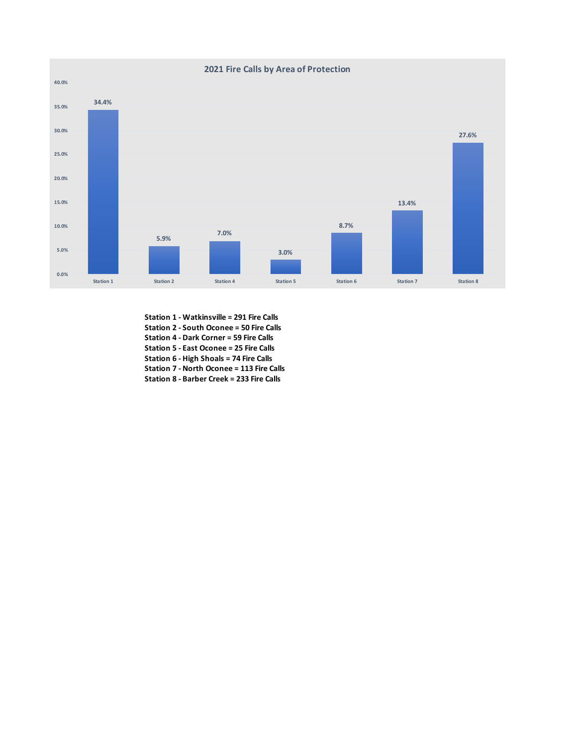## 2021 Fire Calls by Area of Protection

| Station | Percentage |
|---|---|
| Station 1 | 34.4% |
| Station 2 | 5.9% |
| Station 4 | 7.0% |
| Station 5 | 3.0% |
| Station 6 | 8.7% |
| Station 7 | 13.4% |
| Station 8 | 27.6% |

**Station 1 - Watkinsville = 291 Fire Calls**
**Station 2 - South Oconee = 50 Fire Calls**
**Station 4 - Dark Corner = 59 Fire Calls**
**Station 5 - East Oconee = 25 Fire Calls**
**Station 6 - High Shoals = 74 Fire Calls**
**Station 7 - North Oconee = 113 Fire Calls**
**Station 8 - Barber Creek = 233 Fire Calls**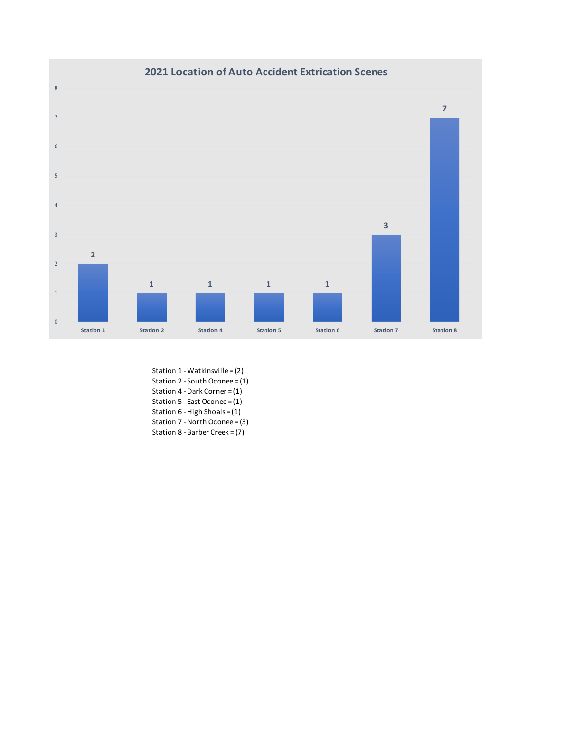## 2021 Location of Auto Accident Extrication Scenes

| Station | Count |
|---|---|
| Station 1 | 2 |
| Station 2 | 1 |
| Station 4 | 1 |
| Station 5 | 1 |
| Station 6 | 1 |
| Station 7 | 3 |
| Station 8 | 7 |

Station 1 - Watkinsville = (2)
Station 2 - South Oconee = (1)
Station 4 - Dark Corner = (1)
Station 5 - East Oconee = (1)
Station 6 - High Shoals = (1)
Station 7 - North Oconee = (3)
Station 8 - Barber Creek = (7)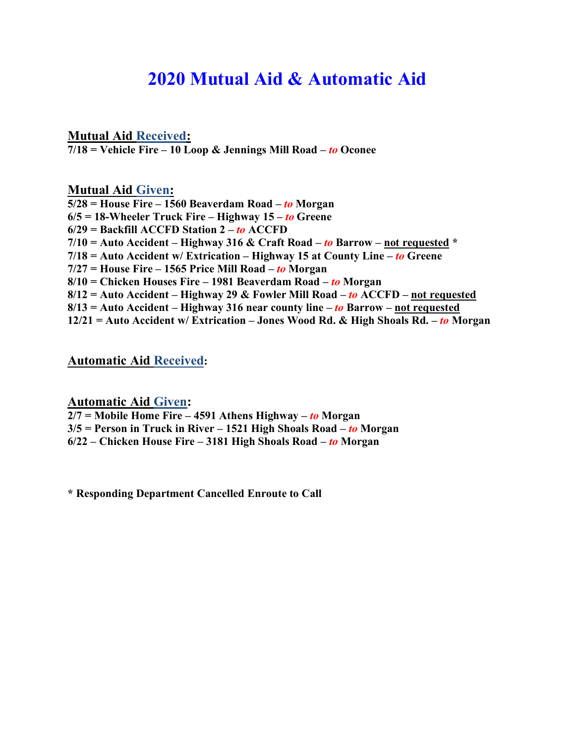# 2020 Mutual Aid & Automatic Aid

## Mutual Aid Received:

**7/18 = Vehicle Fire – 10 Loop & Jennings Mill Road – *to* Oconee**

## Mutual Aid Given:

**5/28 = House Fire – 1560 Beaverdam Road – *to* Morgan**
**6/5 = 18-Wheeler Truck Fire – Highway 15 – *to* Greene**
**6/29 = Backfill ACCFD Station 2 – *to* ACCFD**
**7/10 = Auto Accident – Highway 316 & Craft Road – *to* Barrow – not requested \***
**7/18 = Auto Accident w/ Extrication – Highway 15 at County Line – *to* Greene**
**7/27 = House Fire – 1565 Price Mill Road – *to* Morgan**
**8/10 = Chicken Houses Fire – 1981 Beaverdam Road – *to* Morgan**
**8/12 = Auto Accident – Highway 29 & Fowler Mill Road – *to* ACCFD – not requested**
**8/13 = Auto Accident – Highway 316 near county line – *to* Barrow – not requested**
**12/21 = Auto Accident w/ Extrication – Jones Wood Rd. & High Shoals Rd. – *to* Morgan**

## Automatic Aid Received:

## Automatic Aid Given:

**2/7 = Mobile Home Fire – 4591 Athens Highway – *to* Morgan**
**3/5 = Person in Truck in River – 1521 High Shoals Road – *to* Morgan**
**6/22 – Chicken House Fire – 3181 High Shoals Road – *to* Morgan**

**\* Responding Department Cancelled Enroute to Call**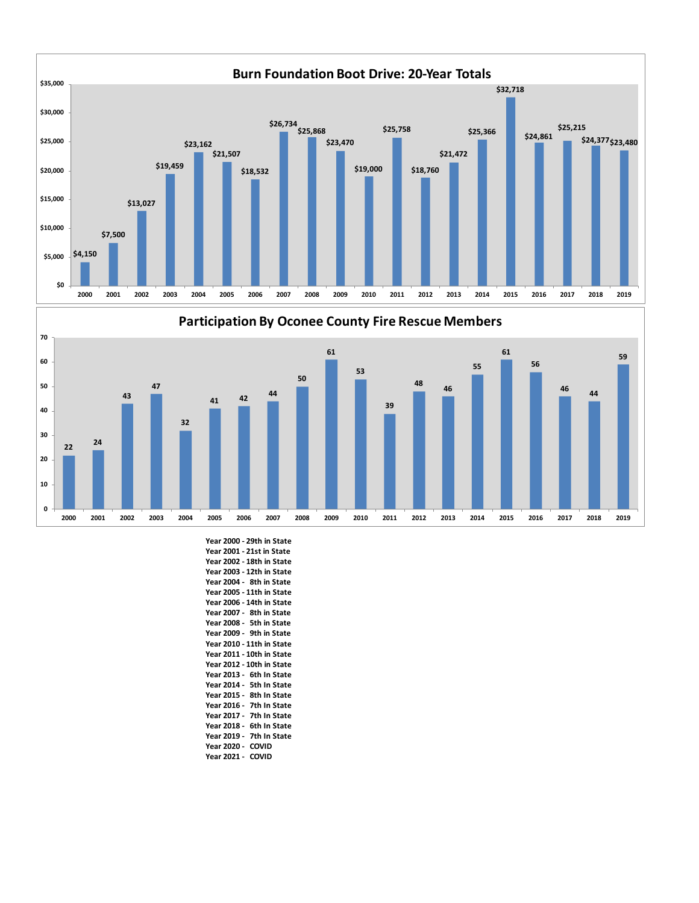## Burn Foundation Boot Drive: 20-Year Totals

| Year | Total |
|---|---|
| 2000 | $4,150 |
| 2001 | $7,500 |
| 2002 | $13,027 |
| 2003 | $19,459 |
| 2004 | $23,162 |
| 2005 | $21,507 |
| 2006 | $18,532 |
| 2007 | $26,734 |
| 2008 | $25,868 |
| 2009 | $23,470 |
| 2010 | $19,000 |
| 2011 | $25,758 |
| 2012 | $18,760 |
| 2013 | $21,472 |
| 2014 | $25,366 |
| 2015 | $32,718 |
| 2016 | $24,861 |
| 2017 | $25,215 |
| 2018 | $24,377 |
| 2019 | $23,480 |

## Participation By Oconee County Fire Rescue Members

| Year | Members |
|---|---|
| 2000 | 22 |
| 2001 | 24 |
| 2002 | 43 |
| 2003 | 47 |
| 2004 | 32 |
| 2005 | 41 |
| 2006 | 42 |
| 2007 | 44 |
| 2008 | 50 |
| 2009 | 61 |
| 2010 | 53 |
| 2011 | 39 |
| 2012 | 48 |
| 2013 | 46 |
| 2014 | 55 |
| 2015 | 61 |
| 2016 | 56 |
| 2017 | 46 |
| 2018 | 44 |
| 2019 | 59 |

**Year 2000 - 29th in State**
**Year 2001 - 21st in State**
**Year 2002 - 18th in State**
**Year 2003 - 12th in State**
**Year 2004 - 8th in State**
**Year 2005 - 11th in State**
**Year 2006 - 14th in State**
**Year 2007 - 8th in State**
**Year 2008 - 5th in State**
**Year 2009 - 9th in State**
**Year 2010 - 11th in State**
**Year 2011 - 10th in State**
**Year 2012 - 10th in State**
**Year 2013 - 6th In State**
**Year 2014 - 5th In State**
**Year 2015 - 8th In State**
**Year 2016 - 7th In State**
**Year 2017 - 7th In State**
**Year 2018 - 6th In State**
**Year 2019 - 7th In State**
**Year 2020 - COVID**
**Year 2021 - COVID**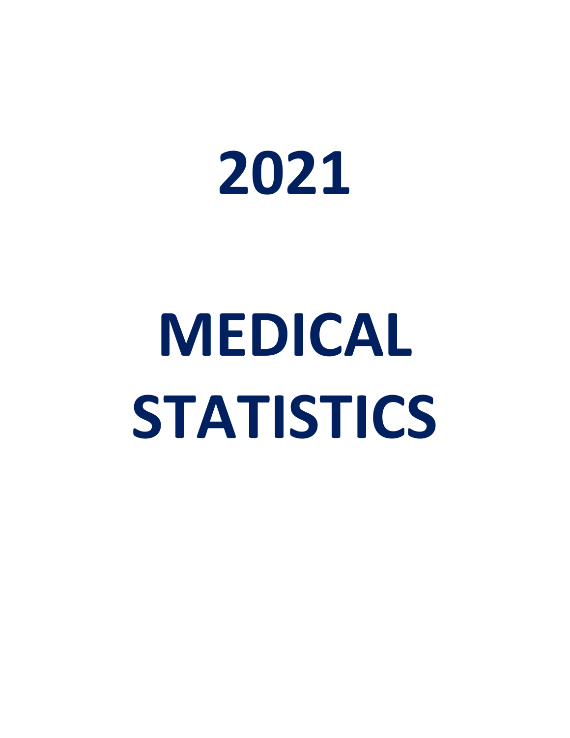# 2021

# MEDICAL STATISTICS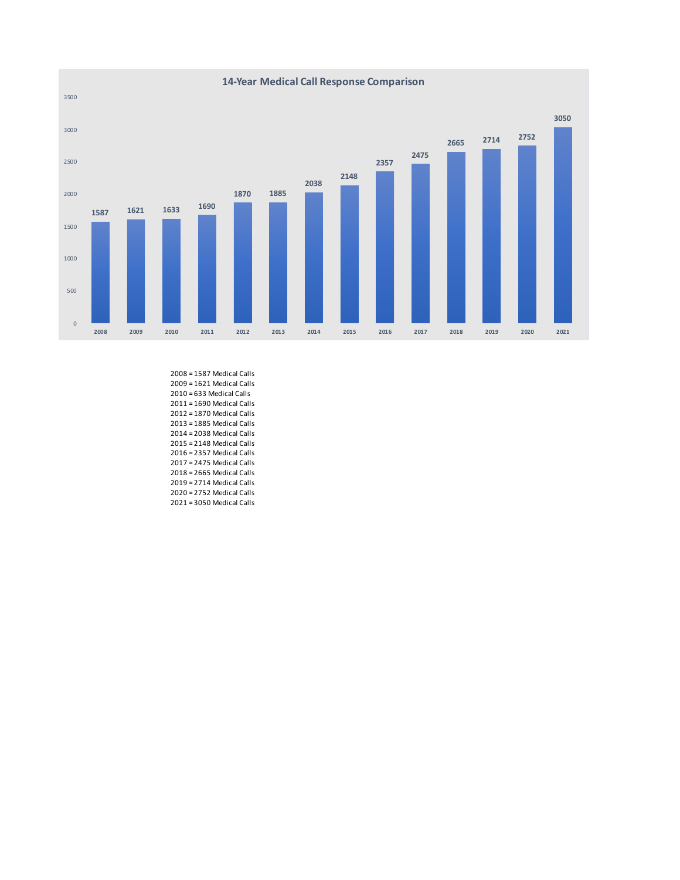## 14-Year Medical Call Response Comparison

| Year | Medical Calls |
|---|---|
| 2008 | 1587 |
| 2009 | 1621 |
| 2010 | 1633 |
| 2011 | 1690 |
| 2012 | 1870 |
| 2013 | 1885 |
| 2014 | 2038 |
| 2015 | 2148 |
| 2016 | 2357 |
| 2017 | 2475 |
| 2018 | 2665 |
| 2019 | 2714 |
| 2020 | 2752 |
| 2021 | 3050 |

2008 = 1587 Medical Calls
2009 = 1621 Medical Calls
2010 = 633 Medical Calls
2011 = 1690 Medical Calls
2012 = 1870 Medical Calls
2013 = 1885 Medical Calls
2014 = 2038 Medical Calls
2015 = 2148 Medical Calls
2016 = 2357 Medical Calls
2017 = 2475 Medical Calls
2018 = 2665 Medical Calls
2019 = 2714 Medical Calls
2020 = 2752 Medical Calls
2021 = 3050 Medical Calls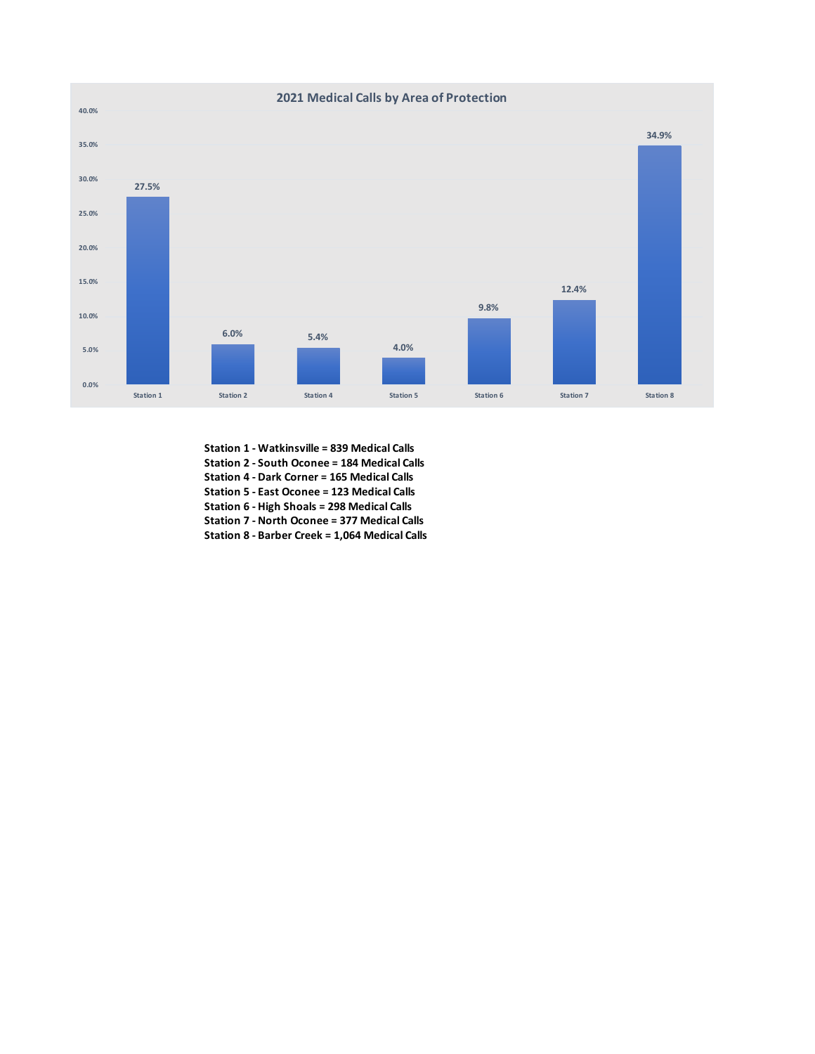2021 Medical Calls by Area of Protection

40.0%
35.0%
30.0%
25.0%
20.0%
15.0%
10.0%
5.0%
0.0%

27.5%
6.0%
5.4%
4.0%
9.8%
12.4%
34.9%

Station 1
Station 2
Station 4
Station 5
Station 6
Station 7
Station 8

**Station 1 - Watkinsville = 839 Medical Calls**
**Station 2 - South Oconee = 184 Medical Calls**
**Station 4 - Dark Corner = 165 Medical Calls**
**Station 5 - East Oconee = 123 Medical Calls**
**Station 6 - High Shoals = 298 Medical Calls**
**Station 7 - North Oconee = 377 Medical Calls**
**Station 8 - Barber Creek = 1,064 Medical Calls**